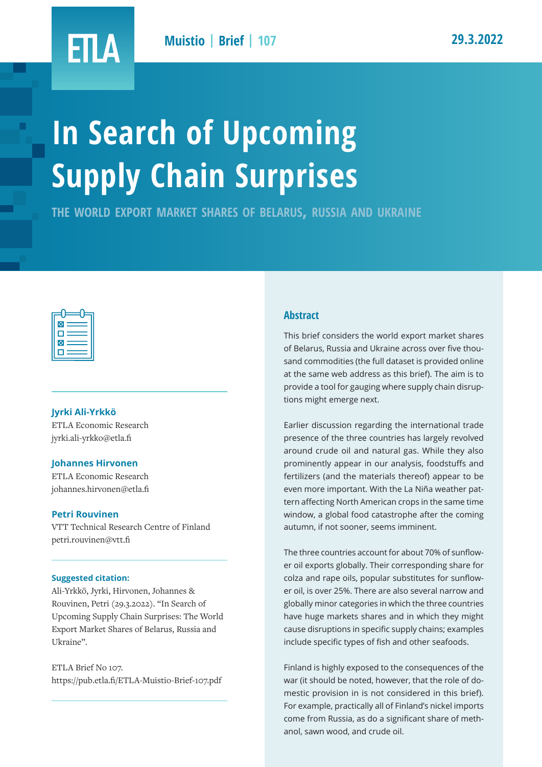ETLA

Muistio | Brief | 107

29.3.2022

# In Search of Upcoming Supply Chain Surprises

## THE WORLD EXPORT MARKET SHARES OF BELARUS, RUSSIA AND UKRAINE

**Jyrki Ali-Yrkkö**
ETLA Economic Research
jyrki.ali-yrkko@etla.fi

**Johannes Hirvonen**
ETLA Economic Research
johannes.hirvonen@etla.fi

**Petri Rouvinen**
VTT Technical Research Centre of Finland
petri.rouvinen@vtt.fi

**Suggested citation:**
Ali-Yrkkö, Jyrki, Hirvonen, Johannes & Rouvinen, Petri (29.3.2022). "In Search of Upcoming Supply Chain Surprises: The World Export Market Shares of Belarus, Russia and Ukraine".

ETLA Brief No 107.
https://pub.etla.fi/ETLA-Muistio-Brief-107.pdf

### Abstract

This brief considers the world export market shares of Belarus, Russia and Ukraine across over five thousand commodities (the full dataset is provided online at the same web address as this brief). The aim is to provide a tool for gauging where supply chain disruptions might emerge next.

Earlier discussion regarding the international trade presence of the three countries has largely revolved around crude oil and natural gas. While they also prominently appear in our analysis, foodstuffs and fertilizers (and the materials thereof) appear to be even more important. With the La Niña weather pattern affecting North American crops in the same time window, a global food catastrophe after the coming autumn, if not sooner, seems imminent.

The three countries account for about 70% of sunflower oil exports globally. Their corresponding share for colza and rape oils, popular substitutes for sunflower oil, is over 25%. There are also several narrow and globally minor categories in which the three countries have huge markets shares and in which they might cause disruptions in specific supply chains; examples include specific types of fish and other seafoods.

Finland is highly exposed to the consequences of the war (it should be noted, however, that the role of domestic provision in is not considered in this brief). For example, practically all of Finland's nickel imports come from Russia, as do a significant share of methanol, sawn wood, and crude oil.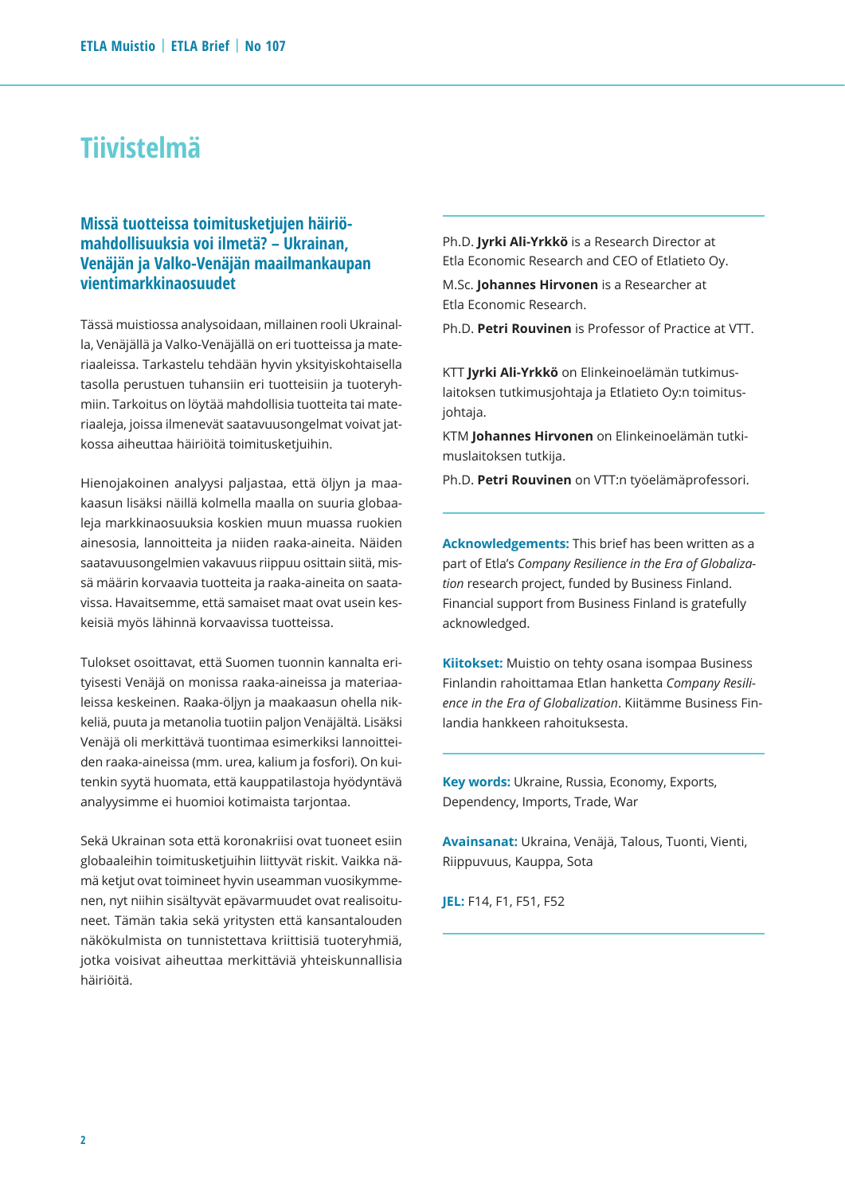# Tiivistelmä

### Missä tuotteissa toimitusketjujen häiriömahdollisuuksia voi ilmetä? – Ukrainan, Venäjän ja Valko-Venäjän maailmankaupan vientimarkkinaosuudet

Tässä muistiossa analysoidaan, millainen rooli Ukrainalla, Venäjällä ja Valko-Venäjällä on eri tuotteissa ja materiaaleissa. Tarkastelu tehdään hyvin yksityiskohtaisella tasolla perustuen tuhansiin eri tuotteisiin ja tuoteryhmiin. Tarkoitus on löytää mahdollisia tuotteita tai materiaaleja, joissa ilmenevät saatavuusongelmat voivat jatkossa aiheuttaa häiriöitä toimitusketjuihin.

Hienojakoinen analyysi paljastaa, että öljyn ja maakaasun lisäksi näillä kolmella maalla on suuria globaaleja markkinaosuuksia koskien muun muassa ruokien ainesosia, lannoitteita ja niiden raaka-aineita. Näiden saatavuusongelmien vakavuus riippuu osittain siitä, missä määrin korvaavia tuotteita ja raaka-aineita on saatavissa. Havaitsemme, että samaiset maat ovat usein keskeisiä myös lähinnä korvaavissa tuotteissa.

Tulokset osoittavat, että Suomen tuonnin kannalta erityisesti Venäjä on monissa raaka-aineissa ja materiaaleissa keskeinen. Raaka-öljyn ja maakaasun ohella nikkeliä, puuta ja metanolia tuotiin paljon Venäjältä. Lisäksi Venäjä oli merkittävä tuontimaa esimerkiksi lannoitteiden raaka-aineissa (mm. urea, kalium ja fosfori). On kuitenkin syytä huomata, että kauppatilastoja hyödyntävä analyysimme ei huomioi kotimaista tarjontaa.

Sekä Ukrainan sota että koronakriisi ovat tuoneet esiin globaaleihin toimitusketjuihin liittyvät riskit. Vaikka nämä ketjut ovat toimineet hyvin useamman vuosikymmenen, nyt niihin sisältyvät epävarmuudet ovat realisoituneet. Tämän takia sekä yritysten että kansantalouden näkökulmista on tunnistettava kriittisiä tuoteryhmiä, jotka voisivat aiheuttaa merkittäviä yhteiskunnallisia häiriöitä.

Ph.D. **Jyrki Ali-Yrkkö** is a Research Director at Etla Economic Research and CEO of Etlatieto Oy.

M.Sc. **Johannes Hirvonen** is a Researcher at Etla Economic Research.

Ph.D. **Petri Rouvinen** is Professor of Practice at VTT.

KTT **Jyrki Ali-Yrkkö** on Elinkeinoelämän tutkimuslaitoksen tutkimusjohtaja ja Etlatieto Oy:n toimitusjohtaja.

KTM **Johannes Hirvonen** on Elinkeinoelämän tutkimuslaitoksen tutkija.

Ph.D. **Petri Rouvinen** on VTT:n työelämäprofessori.

**Acknowledgements:** This brief has been written as a part of Etla's *Company Resilience in the Era of Globalization* research project, funded by Business Finland. Financial support from Business Finland is gratefully acknowledged.

**Kiitokset:** Muistio on tehty osana isompaa Business Finlandin rahoittamaa Etlan hanketta *Company Resilience in the Era of Globalization*. Kiitämme Business Finlandia hankkeen rahoituksesta.

**Key words:** Ukraine, Russia, Economy, Exports, Dependency, Imports, Trade, War

**Avainsanat:** Ukraina, Venäjä, Talous, Tuonti, Vienti, Riippuvuus, Kauppa, Sota

**JEL:** F14, F1, F51, F52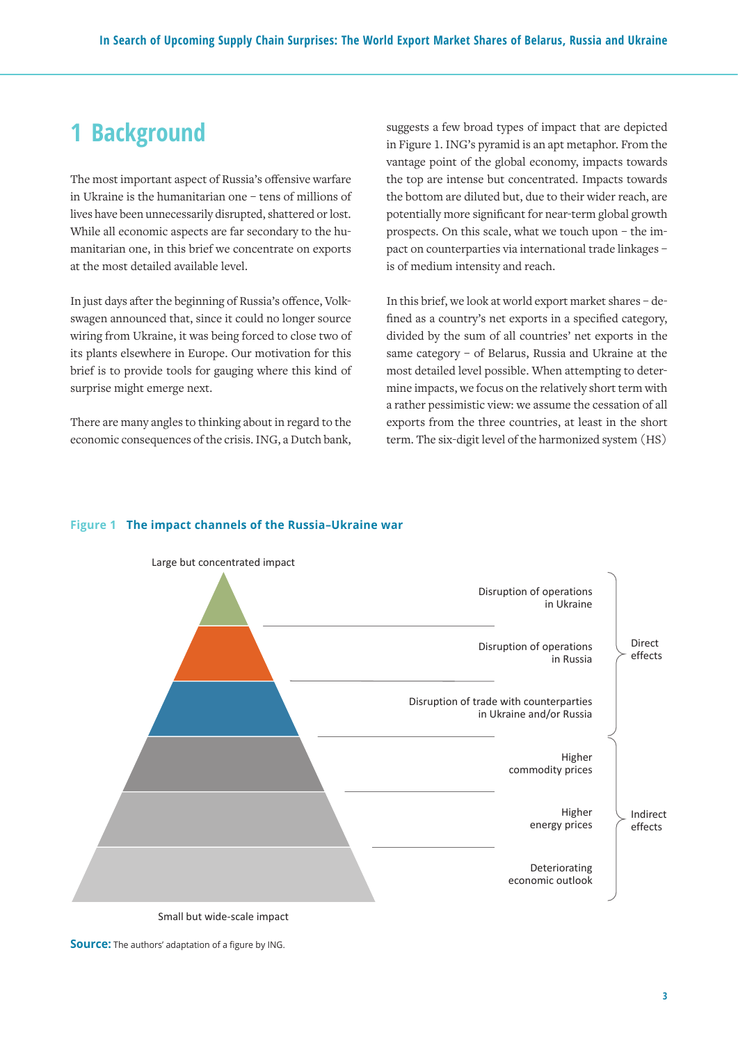# 1 Background

The most important aspect of Russia's offensive warfare in Ukraine is the humanitarian one – tens of millions of lives have been unnecessarily disrupted, shattered or lost. While all economic aspects are far secondary to the humanitarian one, in this brief we concentrate on exports at the most detailed available level.

In just days after the beginning of Russia's offence, Volkswagen announced that, since it could no longer source wiring from Ukraine, it was being forced to close two of its plants elsewhere in Europe. Our motivation for this brief is to provide tools for gauging where this kind of surprise might emerge next.

There are many angles to thinking about in regard to the economic consequences of the crisis. ING, a Dutch bank, suggests a few broad types of impact that are depicted in Figure 1. ING's pyramid is an apt metaphor. From the vantage point of the global economy, impacts towards the top are intense but concentrated. Impacts towards the bottom are diluted but, due to their wider reach, are potentially more significant for near-term global growth prospects. On this scale, what we touch upon – the impact on counterparties via international trade linkages – is of medium intensity and reach.

In this brief, we look at world export market shares – defined as a country's net exports in a specified category, divided by the sum of all countries' net exports in the same category – of Belarus, Russia and Ukraine at the most detailed level possible. When attempting to determine impacts, we focus on the relatively short term with a rather pessimistic view: we assume the cessation of all exports from the three countries, at least in the short term. The six-digit level of the harmonized system (HS)

**Figure 1** **The impact channels of the Russia–Ukraine war**

Large but concentrated impact

| Impact channel | Effect type |
|---|---|
| Disruption of operations in Ukraine | Direct effects |
| Disruption of operations in Russia | Direct effects |
| Disruption of trade with counterparties in Ukraine and/or Russia | Direct effects |
| Higher commodity prices | Indirect effects |
| Higher energy prices | Indirect effects |
| Deteriorating economic outlook | Indirect effects |

Small but wide-scale impact

**Source:** The authors' adaptation of a figure by ING.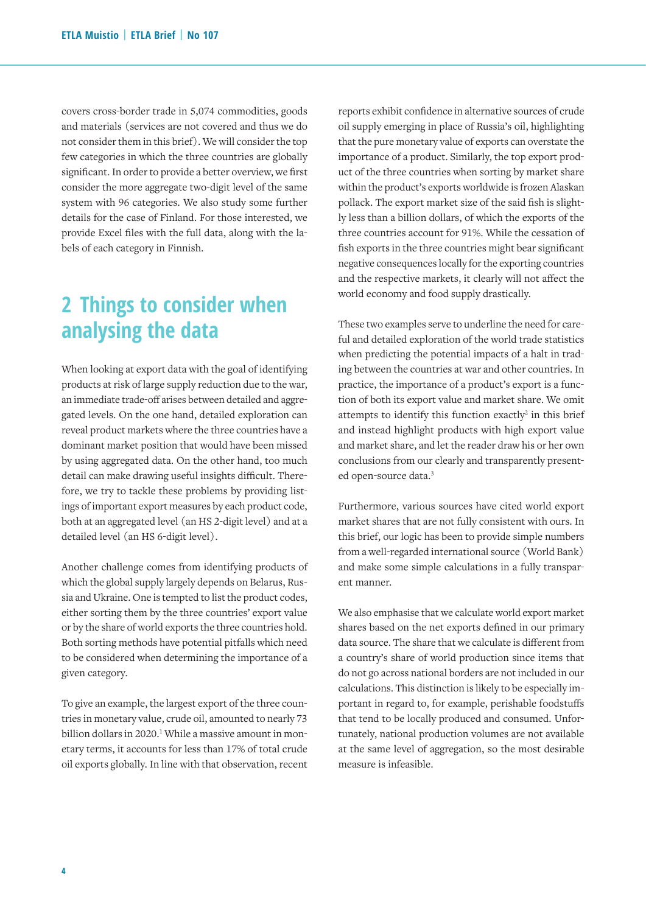covers cross-border trade in 5,074 commodities, goods and materials (services are not covered and thus we do not consider them in this brief). We will consider the top few categories in which the three countries are globally significant. In order to provide a better overview, we first consider the more aggregate two-digit level of the same system with 96 categories. We also study some further details for the case of Finland. For those interested, we provide Excel files with the full data, along with the labels of each category in Finnish.

## 2 Things to consider when analysing the data

When looking at export data with the goal of identifying products at risk of large supply reduction due to the war, an immediate trade-off arises between detailed and aggregated levels. On the one hand, detailed exploration can reveal product markets where the three countries have a dominant market position that would have been missed by using aggregated data. On the other hand, too much detail can make drawing useful insights difficult. Therefore, we try to tackle these problems by providing listings of important export measures by each product code, both at an aggregated level (an HS 2-digit level) and at a detailed level (an HS 6-digit level).

Another challenge comes from identifying products of which the global supply largely depends on Belarus, Russia and Ukraine. One is tempted to list the product codes, either sorting them by the three countries' export value or by the share of world exports the three countries hold. Both sorting methods have potential pitfalls which need to be considered when determining the importance of a given category.

To give an example, the largest export of the three countries in monetary value, crude oil, amounted to nearly 73 billion dollars in 2020.[1] While a massive amount in monetary terms, it accounts for less than 17% of total crude oil exports globally. In line with that observation, recent reports exhibit confidence in alternative sources of crude oil supply emerging in place of Russia's oil, highlighting that the pure monetary value of exports can overstate the importance of a product. Similarly, the top export product of the three countries when sorting by market share within the product's exports worldwide is frozen Alaskan pollack. The export market size of the said fish is slightly less than a billion dollars, of which the exports of the three countries account for 91%. While the cessation of fish exports in the three countries might bear significant negative consequences locally for the exporting countries and the respective markets, it clearly will not affect the world economy and food supply drastically.

These two examples serve to underline the need for careful and detailed exploration of the world trade statistics when predicting the potential impacts of a halt in trading between the countries at war and other countries. In practice, the importance of a product's export is a function of both its export value and market share. We omit attempts to identify this function exactly[2] in this brief and instead highlight products with high export value and market share, and let the reader draw his or her own conclusions from our clearly and transparently presented open-source data.[3]

Furthermore, various sources have cited world export market shares that are not fully consistent with ours. In this brief, our logic has been to provide simple numbers from a well-regarded international source (World Bank) and make some simple calculations in a fully transparent manner.

We also emphasise that we calculate world export market shares based on the net exports defined in our primary data source. The share that we calculate is different from a country's share of world production since items that do not go across national borders are not included in our calculations. This distinction is likely to be especially important in regard to, for example, perishable foodstuffs that tend to be locally produced and consumed. Unfortunately, national production volumes are not available at the same level of aggregation, so the most desirable measure is infeasible.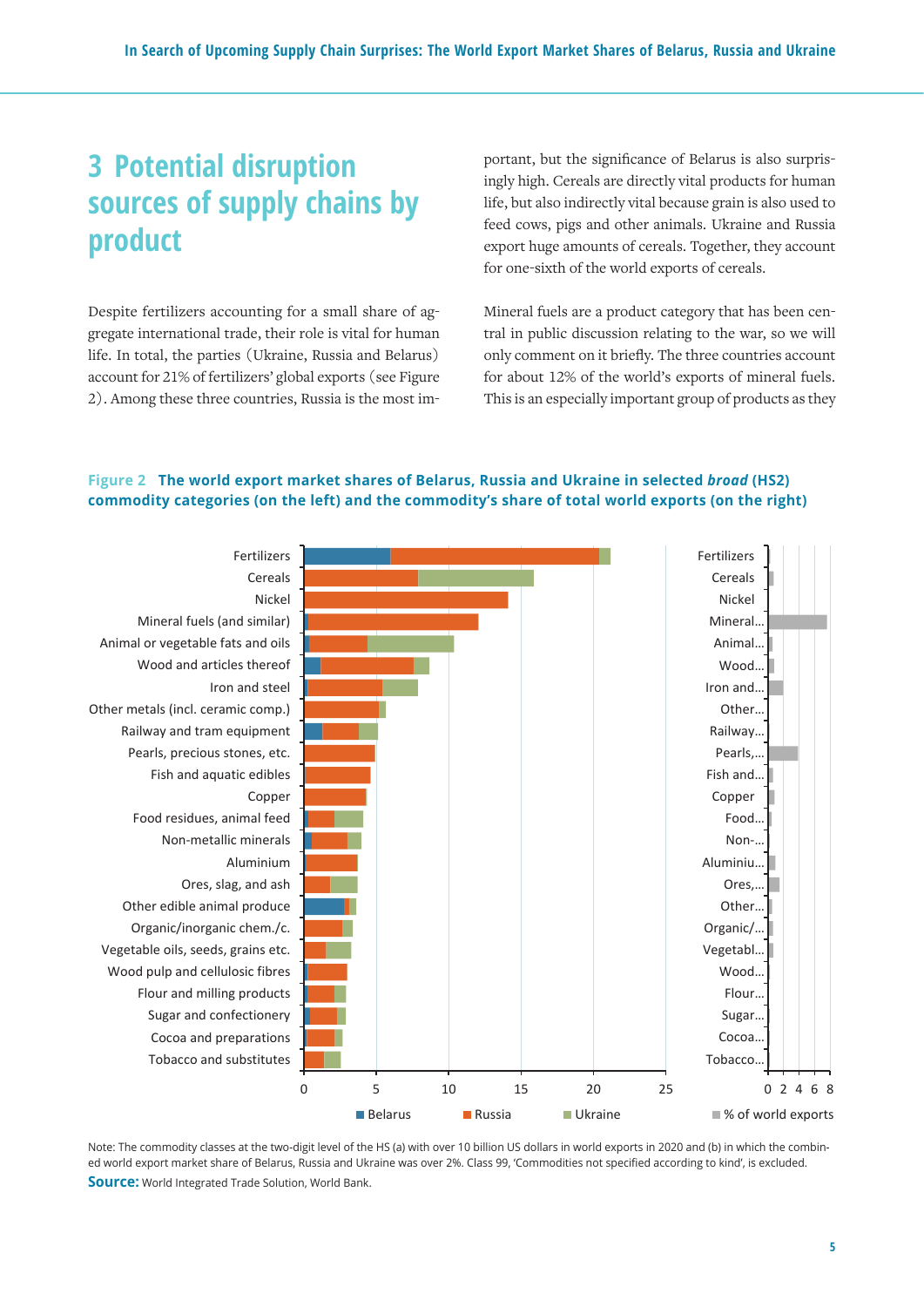## 3 Potential disruption sources of supply chains by product

Despite fertilizers accounting for a small share of aggregate international trade, their role is vital for human life. In total, the parties (Ukraine, Russia and Belarus) account for 21% of fertilizers' global exports (see Figure 2). Among these three countries, Russia is the most important, but the significance of Belarus is also surprisingly high. Cereals are directly vital products for human life, but also indirectly vital because grain is also used to feed cows, pigs and other animals. Ukraine and Russia export huge amounts of cereals. Together, they account for one-sixth of the world exports of cereals.

Mineral fuels are a product category that has been central in public discussion relating to the war, so we will only comment on it briefly. The three countries account for about 12% of the world's exports of mineral fuels. This is an especially important group of products as they

**Figure 2 The world export market shares of Belarus, Russia and Ukraine in selected *broad* (HS2) commodity categories (on the left) and the commodity's share of total world exports (on the right)**

Note: The commodity classes at the two-digit level of the HS (a) with over 10 billion US dollars in world exports in 2020 and (b) in which the combined world export market share of Belarus, Russia and Ukraine was over 2%. Class 99, 'Commodities not specified according to kind', is excluded.

**Source:** World Integrated Trade Solution, World Bank.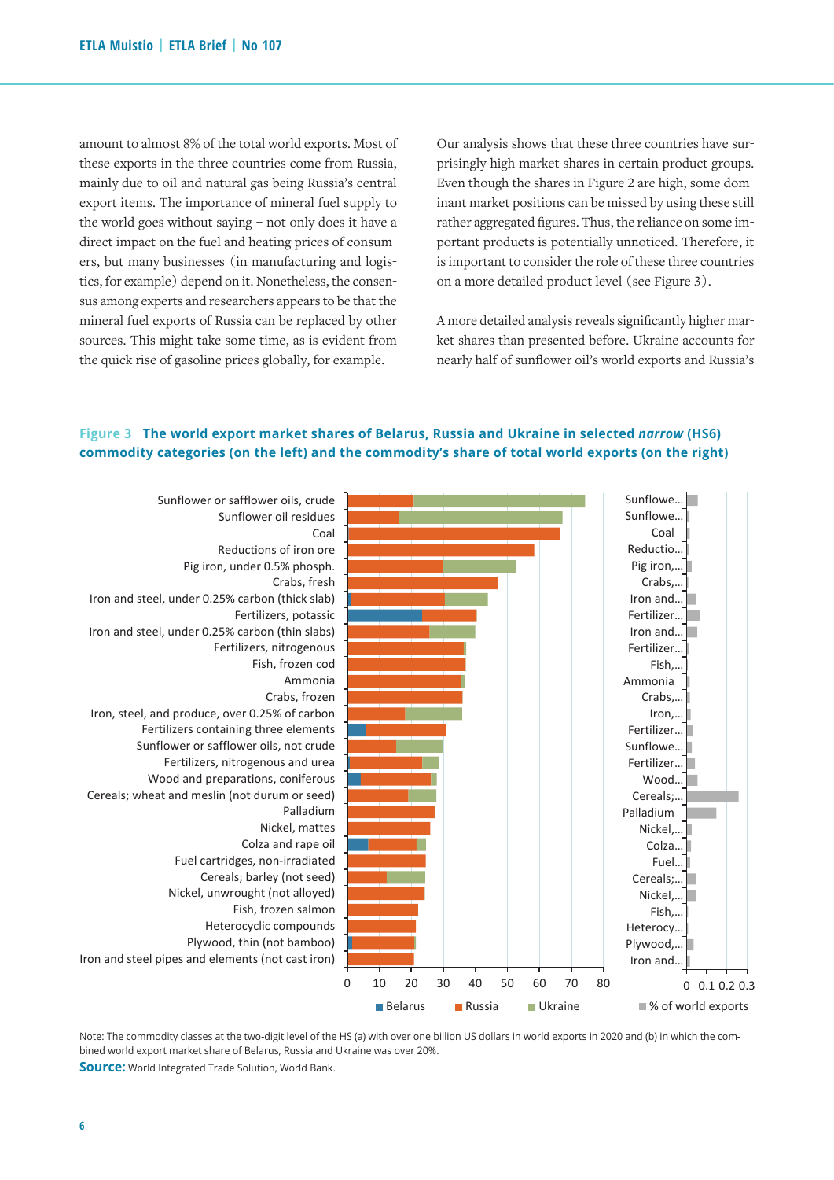amount to almost 8% of the total world exports. Most of these exports in the three countries come from Russia, mainly due to oil and natural gas being Russia's central export items. The importance of mineral fuel supply to the world goes without saying – not only does it have a direct impact on the fuel and heating prices of consumers, but many businesses (in manufacturing and logistics, for example) depend on it. Nonetheless, the consensus among experts and researchers appears to be that the mineral fuel exports of Russia can be replaced by other sources. This might take some time, as is evident from the quick rise of gasoline prices globally, for example.

Our analysis shows that these three countries have surprisingly high market shares in certain product groups. Even though the shares in Figure 2 are high, some dominant market positions can be missed by using these still rather aggregated figures. Thus, the reliance on some important products is potentially unnoticed. Therefore, it is important to consider the role of these three countries on a more detailed product level (see Figure 3).

A more detailed analysis reveals significantly higher market shares than presented before. Ukraine accounts for nearly half of sunflower oil's world exports and Russia's

**Figure 3 The world export market shares of Belarus, Russia and Ukraine in selected *narrow* (HS6) commodity categories (on the left) and the commodity's share of total world exports (on the right)**

Note: The commodity classes at the two-digit level of the HS (a) with over one billion US dollars in world exports in 2020 and (b) in which the combined world export market share of Belarus, Russia and Ukraine was over 20%.

**Source:** World Integrated Trade Solution, World Bank.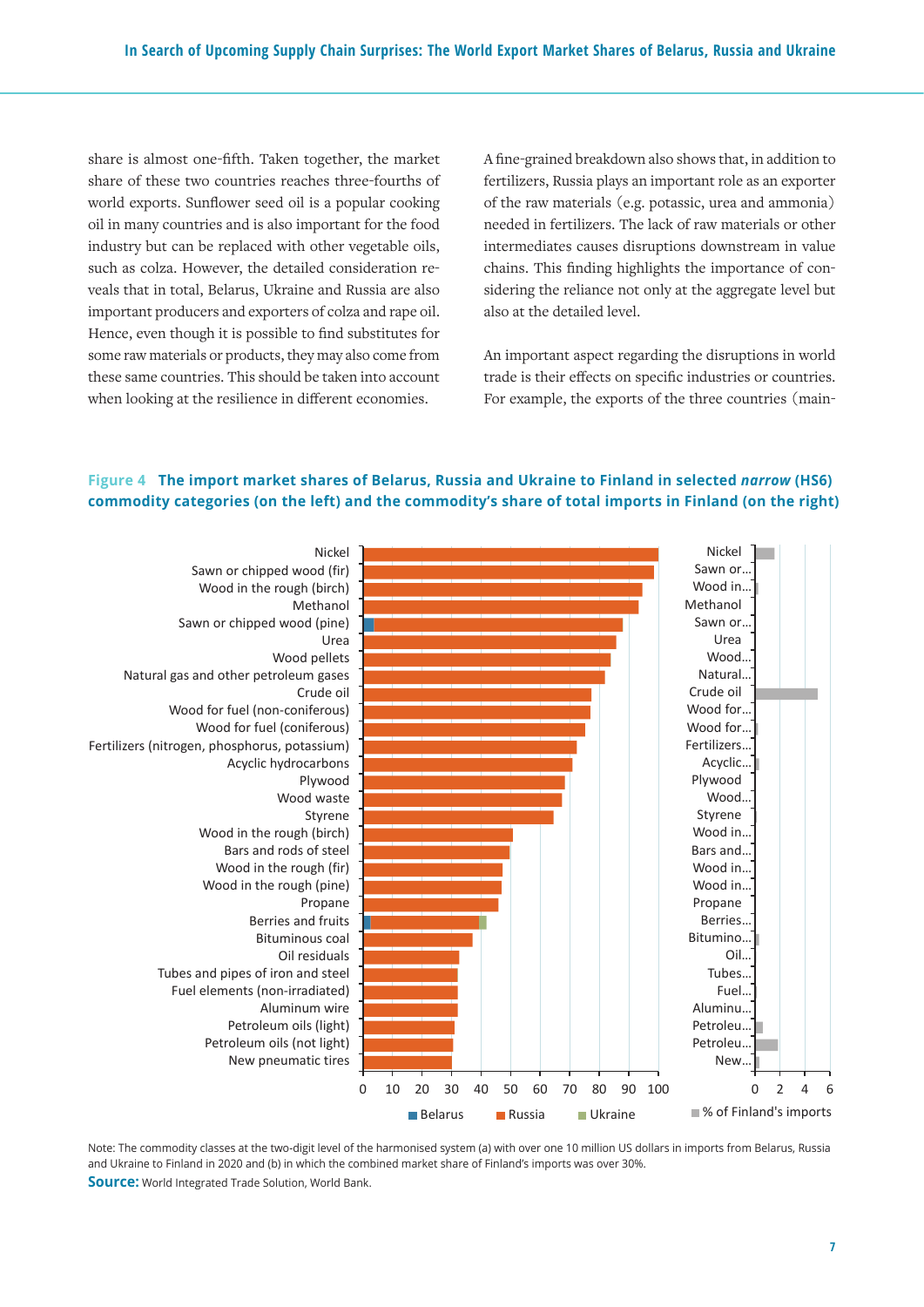share is almost one-fifth. Taken together, the market share of these two countries reaches three-fourths of world exports. Sunflower seed oil is a popular cooking oil in many countries and is also important for the food industry but can be replaced with other vegetable oils, such as colza. However, the detailed consideration reveals that in total, Belarus, Ukraine and Russia are also important producers and exporters of colza and rape oil. Hence, even though it is possible to find substitutes for some raw materials or products, they may also come from these same countries. This should be taken into account when looking at the resilience in different economies.

A fine-grained breakdown also shows that, in addition to fertilizers, Russia plays an important role as an exporter of the raw materials (e.g. potassic, urea and ammonia) needed in fertilizers. The lack of raw materials or other intermediates causes disruptions downstream in value chains. This finding highlights the importance of considering the reliance not only at the aggregate level but also at the detailed level.

An important aspect regarding the disruptions in world trade is their effects on specific industries or countries. For example, the exports of the three countries (main-

**Figure 4 The import market shares of Belarus, Russia and Ukraine to Finland in selected *narrow* (HS6) commodity categories (on the left) and the commodity's share of total imports in Finland (on the right)**

Nickel, Sawn or chipped wood (fir), Wood in the rough (birch), Methanol, Sawn or chipped wood (pine), Urea, Wood pellets, Natural gas and other petroleum gases, Crude oil, Wood for fuel (non-coniferous), Wood for fuel (coniferous), Fertilizers (nitrogen, phosphorus, potassium), Acyclic hydrocarbons, Plywood, Wood waste, Styrene, Wood in the rough (birch), Bars and rods of steel, Wood in the rough (fir), Wood in the rough (pine), Propane, Berries and fruits, Bituminous coal, Oil residuals, Tubes and pipes of iron and steel, Fuel elements (non-irradiated), Aluminum wire, Petroleum oils (light), Petroleum oils (not light), New pneumatic tires

Belarus · Russia · Ukraine · % of Finland's imports

Note: The commodity classes at the two-digit level of the harmonised system (a) with over one 10 million US dollars in imports from Belarus, Russia and Ukraine to Finland in 2020 and (b) in which the combined market share of Finland's imports was over 30%.

**Source:** World Integrated Trade Solution, World Bank.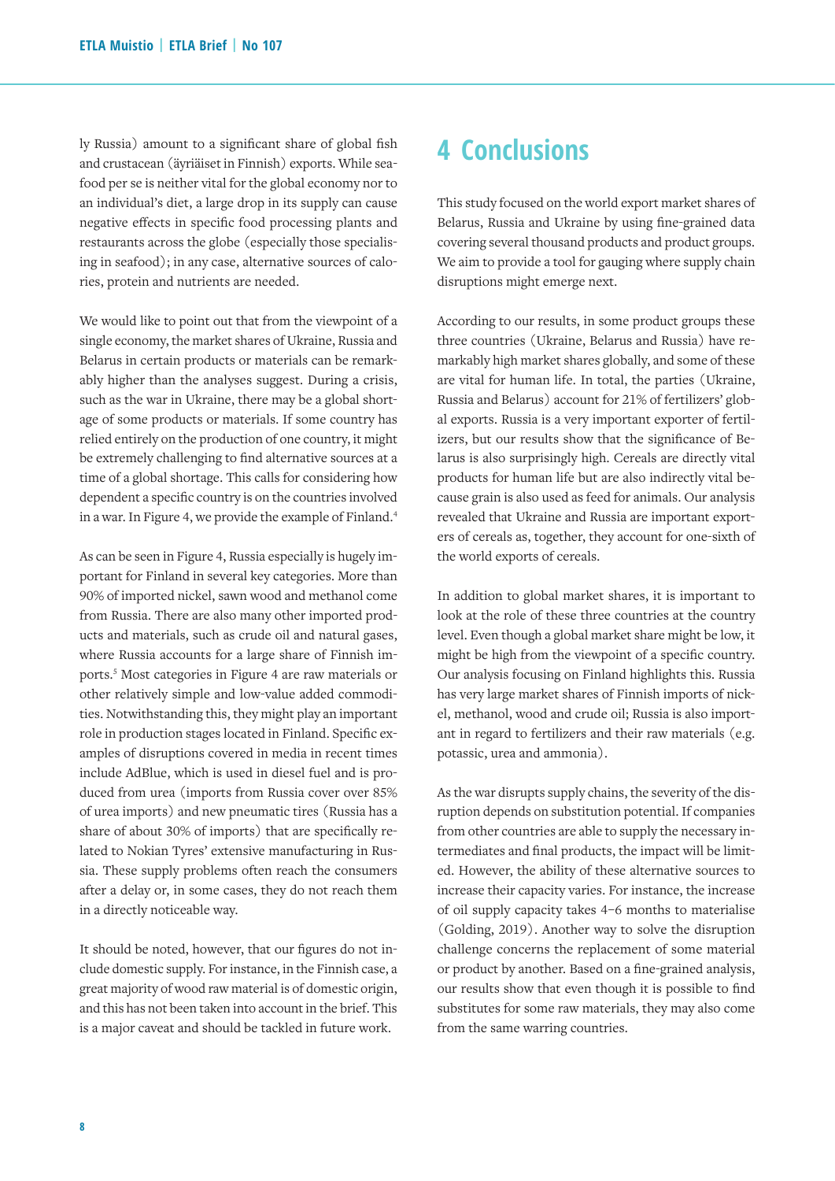ly Russia) amount to a significant share of global fish and crustacean (äyriäiset in Finnish) exports. While seafood per se is neither vital for the global economy nor to an individual's diet, a large drop in its supply can cause negative effects in specific food processing plants and restaurants across the globe (especially those specialising in seafood); in any case, alternative sources of calories, protein and nutrients are needed.

We would like to point out that from the viewpoint of a single economy, the market shares of Ukraine, Russia and Belarus in certain products or materials can be remarkably higher than the analyses suggest. During a crisis, such as the war in Ukraine, there may be a global shortage of some products or materials. If some country has relied entirely on the production of one country, it might be extremely challenging to find alternative sources at a time of a global shortage. This calls for considering how dependent a specific country is on the countries involved in a war. In Figure 4, we provide the example of Finland.[4]

As can be seen in Figure 4, Russia especially is hugely important for Finland in several key categories. More than 90% of imported nickel, sawn wood and methanol come from Russia. There are also many other imported products and materials, such as crude oil and natural gases, where Russia accounts for a large share of Finnish imports.[5] Most categories in Figure 4 are raw materials or other relatively simple and low-value added commodities. Notwithstanding this, they might play an important role in production stages located in Finland. Specific examples of disruptions covered in media in recent times include AdBlue, which is used in diesel fuel and is produced from urea (imports from Russia cover over 85% of urea imports) and new pneumatic tires (Russia has a share of about 30% of imports) that are specifically related to Nokian Tyres' extensive manufacturing in Russia. These supply problems often reach the consumers after a delay or, in some cases, they do not reach them in a directly noticeable way.

It should be noted, however, that our figures do not include domestic supply. For instance, in the Finnish case, a great majority of wood raw material is of domestic origin, and this has not been taken into account in the brief. This is a major caveat and should be tackled in future work.

# 4 Conclusions

This study focused on the world export market shares of Belarus, Russia and Ukraine by using fine-grained data covering several thousand products and product groups. We aim to provide a tool for gauging where supply chain disruptions might emerge next.

According to our results, in some product groups these three countries (Ukraine, Belarus and Russia) have remarkably high market shares globally, and some of these are vital for human life. In total, the parties (Ukraine, Russia and Belarus) account for 21% of fertilizers' global exports. Russia is a very important exporter of fertilizers, but our results show that the significance of Belarus is also surprisingly high. Cereals are directly vital products for human life but are also indirectly vital because grain is also used as feed for animals. Our analysis revealed that Ukraine and Russia are important exporters of cereals as, together, they account for one-sixth of the world exports of cereals.

In addition to global market shares, it is important to look at the role of these three countries at the country level. Even though a global market share might be low, it might be high from the viewpoint of a specific country. Our analysis focusing on Finland highlights this. Russia has very large market shares of Finnish imports of nickel, methanol, wood and crude oil; Russia is also important in regard to fertilizers and their raw materials (e.g. potassic, urea and ammonia).

As the war disrupts supply chains, the severity of the disruption depends on substitution potential. If companies from other countries are able to supply the necessary intermediates and final products, the impact will be limited. However, the ability of these alternative sources to increase their capacity varies. For instance, the increase of oil supply capacity takes 4–6 months to materialise (Golding, 2019). Another way to solve the disruption challenge concerns the replacement of some material or product by another. Based on a fine-grained analysis, our results show that even though it is possible to find substitutes for some raw materials, they may also come from the same warring countries.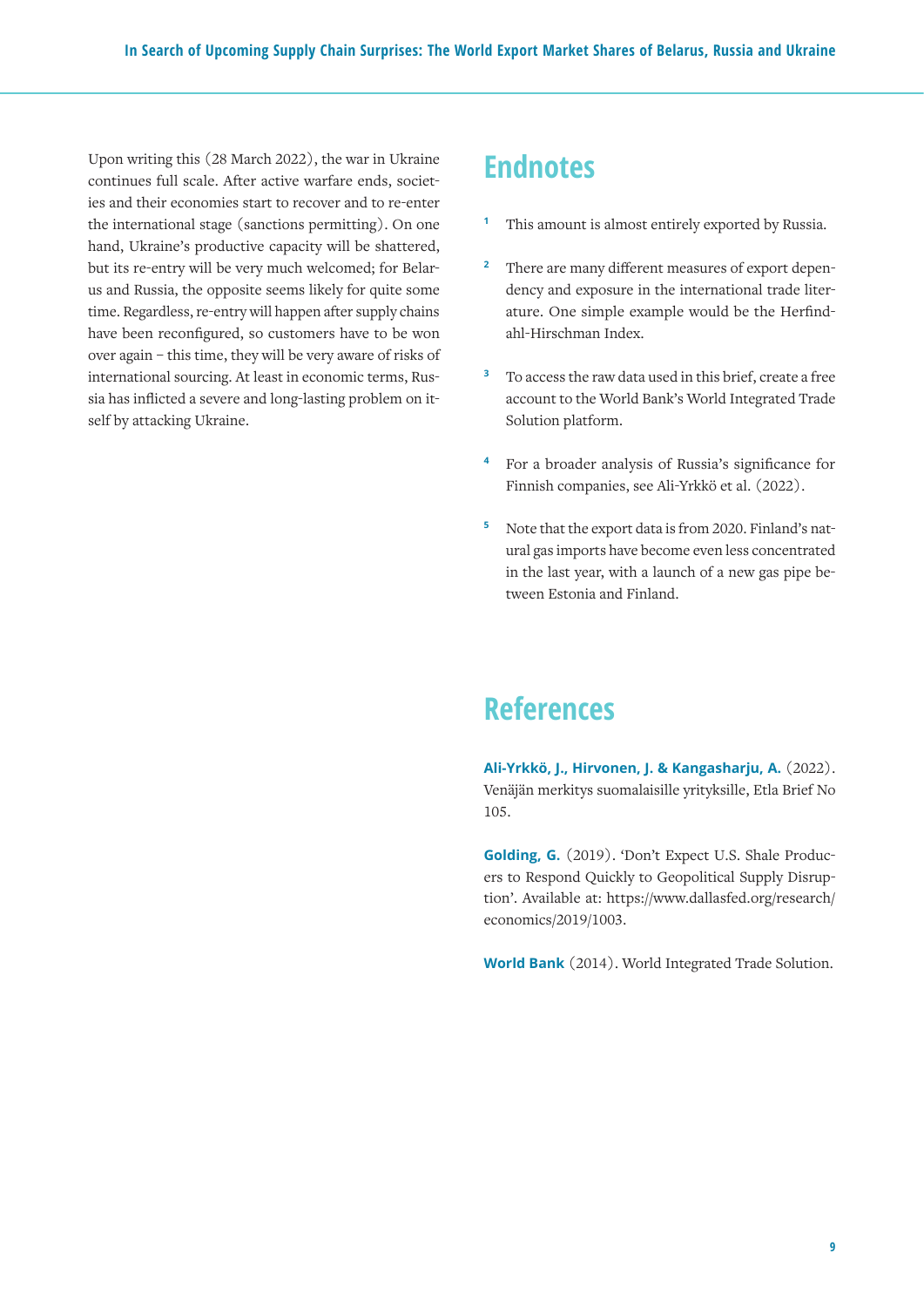Upon writing this (28 March 2022), the war in Ukraine continues full scale. After active warfare ends, societies and their economies start to recover and to re-enter the international stage (sanctions permitting). On one hand, Ukraine's productive capacity will be shattered, but its re-entry will be very much welcomed; for Belarus and Russia, the opposite seems likely for quite some time. Regardless, re-entry will happen after supply chains have been reconfigured, so customers have to be won over again – this time, they will be very aware of risks of international sourcing. At least in economic terms, Russia has inflicted a severe and long-lasting problem on itself by attacking Ukraine.

## Endnotes

[1] This amount is almost entirely exported by Russia.

[2] There are many different measures of export dependency and exposure in the international trade literature. One simple example would be the Herfindahl-Hirschman Index.

[3] To access the raw data used in this brief, create a free account to the World Bank's World Integrated Trade Solution platform.

[4] For a broader analysis of Russia's significance for Finnish companies, see Ali-Yrkkö et al. (2022).

[5] Note that the export data is from 2020. Finland's natural gas imports have become even less concentrated in the last year, with a launch of a new gas pipe between Estonia and Finland.

## References

**Ali-Yrkkö, J., Hirvonen, J. & Kangasharju, A.** (2022). Venäjän merkitys suomalaisille yrityksille, Etla Brief No 105.

**Golding, G.** (2019). 'Don't Expect U.S. Shale Producers to Respond Quickly to Geopolitical Supply Disruption'. Available at: https://www.dallasfed.org/research/economics/2019/1003.

**World Bank** (2014). World Integrated Trade Solution.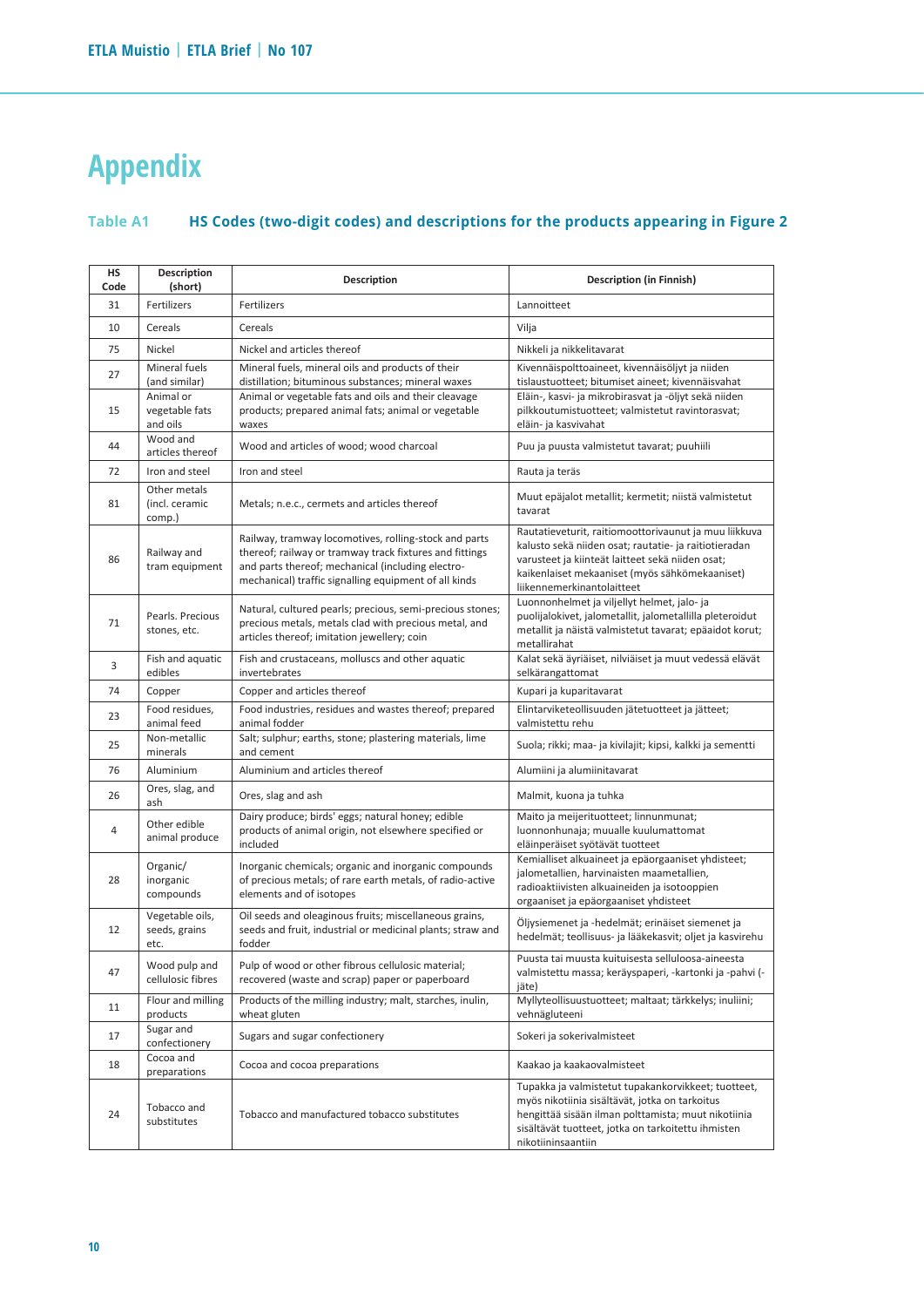# Appendix

### Table A1 HS Codes (two-digit codes) and descriptions for the products appearing in Figure 2

| HS Code | Description (short) | Description | Description (in Finnish) |
|---|---|---|---|
| 31 | Fertilizers | Fertilizers | Lannoitteet |
| 10 | Cereals | Cereals | Vilja |
| 75 | Nickel | Nickel and articles thereof | Nikkeli ja nikkelitavarat |
| 27 | Mineral fuels (and similar) | Mineral fuels, mineral oils and products of their distillation; bituminous substances; mineral waxes | Kivennäispolttoaineet, kivennäisöljyt ja niiden tislaustuotteet; bitumiset aineet; kivennäisvahat |
| 15 | Animal or vegetable fats and oils | Animal or vegetable fats and oils and their cleavage products; prepared animal fats; animal or vegetable waxes | Eläin-, kasvi- ja mikrobirasvat ja -öljyt sekä niiden pilkkoutumistuotteet; valmistetut ravintorasvat; eläin- ja kasvivahat |
| 44 | Wood and articles thereof | Wood and articles of wood; wood charcoal | Puu ja puusta valmistetut tavarat; puuhiili |
| 72 | Iron and steel | Iron and steel | Rauta ja teräs |
| 81 | Other metals (incl. ceramic comp.) | Metals; n.e.c., cermets and articles thereof | Muut epäjalot metallit; kermetit; niistä valmistetut tavarat |
| 86 | Railway and tram equipment | Railway, tramway locomotives, rolling-stock and parts thereof; railway or tramway track fixtures and fittings and parts thereof; mechanical (including electro-mechanical) traffic signalling equipment of all kinds | Rautatieveturit, raitiomoottorivaunut ja muu liikkuva kalusto sekä niiden osat; rautatie- ja raitiotieradan varusteet ja kiinteät laitteet sekä niiden osat; kaikenlaiset mekaaniset (myös sähkömekaaniset) liikennemerkinantolaitteet |
| 71 | Pearls. Precious stones, etc. | Natural, cultured pearls; precious, semi-precious stones; precious metals, metals clad with precious metal, and articles thereof; imitation jewellery; coin | Luonnonhelmet ja viljellyt helmet, jalo- ja puolijalokivet, jalometallit, jalometallilla pleteroidut metallit ja näistä valmistetut tavarat; epäaidot korut; metallirahat |
| 3 | Fish and aquatic edibles | Fish and crustaceans, molluscs and other aquatic invertebrates | Kalat sekä äyriäiset, nilviäiset ja muut vedessä elävät selkärangattomat |
| 74 | Copper | Copper and articles thereof | Kupari ja kuparitavarat |
| 23 | Food residues, animal feed | Food industries, residues and wastes thereof; prepared animal fodder | Elintarviketeollisuuden jätetuotteet ja jätteet; valmistettu rehu |
| 25 | Non-metallic minerals | Salt; sulphur; earths, stone; plastering materials, lime and cement | Suola; rikki; maa- ja kivilajit; kipsi, kalkki ja sementti |
| 76 | Aluminium | Aluminium and articles thereof | Alumiini ja alumiinitavarat |
| 26 | Ores, slag, and ash | Ores, slag and ash | Malmit, kuona ja tuhka |
| 4 | Other edible animal produce | Dairy produce; birds' eggs; natural honey; edible products of animal origin, not elsewhere specified or included | Maito ja meijerituotteet; linnunmunat; luonnonhunaja; muualle kuulumattomat eläinperäiset syötävät tuotteet |
| 28 | Organic/ inorganic compounds | Inorganic chemicals; organic and inorganic compounds of precious metals; of rare earth metals, of radio-active elements and of isotopes | Kemialliset alkuaineet ja epäorgaaniset yhdisteet; jalometallien, harvinaisten maametallien, radioaktiivisten alkuaineiden ja isotooppien orgaaniset ja epäorgaaniset yhdisteet |
| 12 | Vegetable oils, seeds, grains etc. | Oil seeds and oleaginous fruits; miscellaneous grains, seeds and fruit, industrial or medicinal plants; straw and fodder | Öljysiemenet ja -hedelmät; erinäiset siemenet ja hedelmät; teollisuus- ja lääkekasvit; oljet ja kasvirehu |
| 47 | Wood pulp and cellulosic fibres | Pulp of wood or other fibrous cellulosic material; recovered (waste and scrap) paper or paperboard | Puusta tai muusta kuituisesta selluloosa-aineesta valmistettu massa; keräyspaperi, -kartonki ja -pahvi (-jäte) |
| 11 | Flour and milling products | Products of the milling industry; malt, starches, inulin, wheat gluten | Myllyteollisuustuotteet; maltaat; tärkkelys; inuliini; vehnägluteeni |
| 17 | Sugar and confectionery | Sugars and sugar confectionery | Sokeri ja sokerivalmisteet |
| 18 | Cocoa and preparations | Cocoa and cocoa preparations | Kaakao ja kaakaovalmisteet |
| 24 | Tobacco and substitutes | Tobacco and manufactured tobacco substitutes | Tupakka ja valmistetut tupakankorvikkeet; tuotteet, myös nikotiinia sisältävät, jotka on tarkoitus hengittää sisään ilman polttamista; muut nikotiinia sisältävät tuotteet, jotka on tarkoitettu ihmisten nikotiininsaantiin |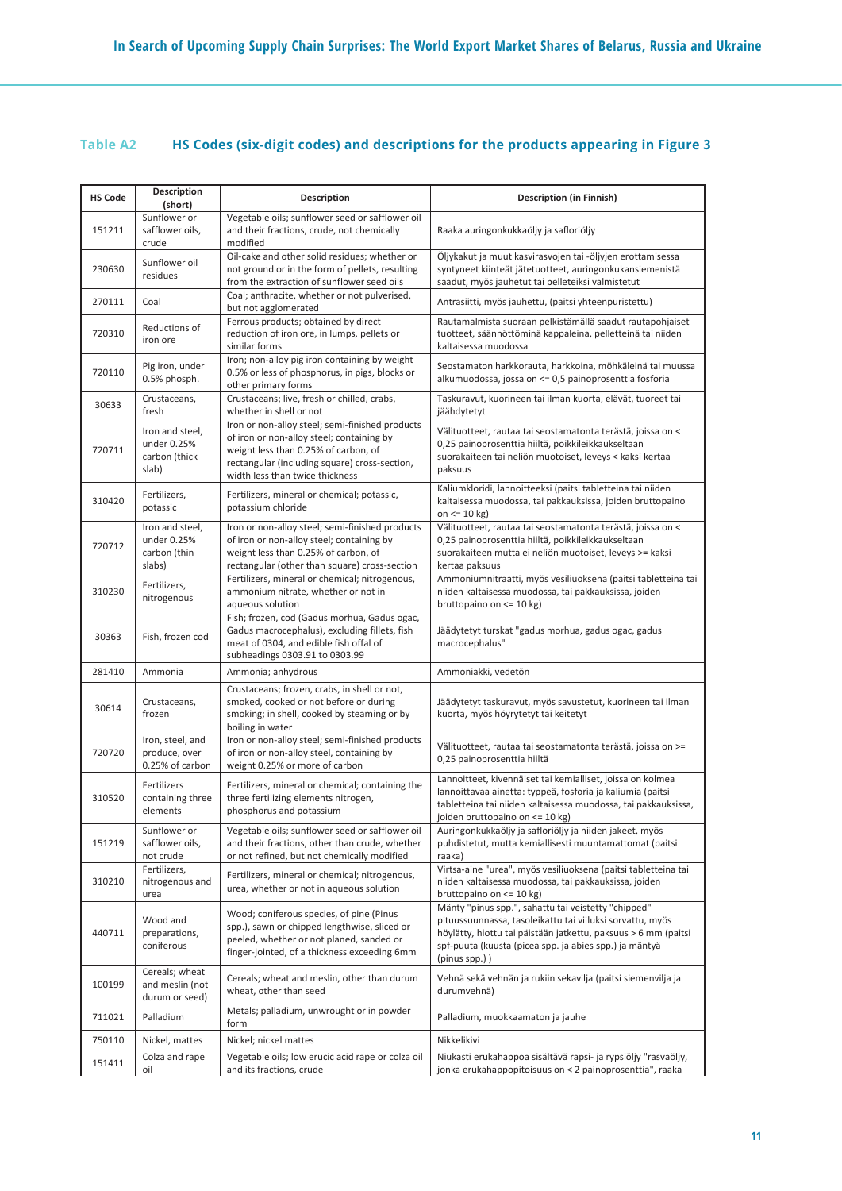**Table A2 HS Codes (six-digit codes) and descriptions for the products appearing in Figure 3**

| HS Code | Description (short) | Description | Description (in Finnish) |
|---|---|---|---|
| 151211 | Sunflower or safflower oils, crude | Vegetable oils; sunflower seed or safflower oil and their fractions, crude, not chemically modified | Raaka auringonkukkaöljy ja saflori­öljy |
| 230630 | Sunflower oil residues | Oil-cake and other solid residues; whether or not ground or in the form of pellets, resulting from the extraction of sunflower seed oils | Öljykakut ja muut kasvisravojen tai -öljyjen erottamisessa syntyneet kiinteät jätetuotteet, auringonkukansiemenistä saadut, myös jauhetut tai pelleteiksi valmistetut |
| 270111 | Coal | Coal; anthracite, whether or not pulverised, but not agglomerated | Antrasiitti, myös jauhettu, (paitsi yhteenpuristettu) |
| 720310 | Reductions of iron ore | Ferrous products; obtained by direct reduction of iron ore, in lumps, pellets or similar forms | Rautamalmista suoraan pelkistämällä saadut rautapohjaiset tuotteet, säännöttöminä kappaleina, pelletteinä tai niiden kaltaisessa muodossa |
| 720110 | Pig iron, under 0.5% phosph. | Iron; non-alloy pig iron containing by weight 0.5% or less of phosphorus, in pigs, blocks or other primary forms | Seostamaton harkkorauta, harkkoina, möhkäleinä tai muussa alkumuodossa, jossa on <= 0,5 painoprosenttia fosforia |
| 30633 | Crustaceans, fresh | Crustaceans; live, fresh or chilled, crabs, whether in shell or not | Taskuravut, kuorineen tai ilman kuorta, elävät, tuoreet tai jäähdytetyt |
| 720711 | Iron and steel, under 0.25% carbon (thick slab) | Iron or non-alloy steel; semi-finished products of iron or non-alloy steel; containing by weight less than 0.25% of carbon, of rectangular (including square) cross-section, width less than twice thickness | Välituotteet, rautaa tai seostamatonta terästä, joissa on < 0,25 painoprosenttia hiiltä, poikkileikkaukseltaan suorakaiteen tai neliön muotoiset, leveys < kaksi kertaa paksuus |
| 310420 | Fertilizers, potassic | Fertilizers, mineral or chemical; potassic, potassium chloride | Kaliumkloridi, lannoitteeksi (paitsi tabletteina tai niiden kaltaisessa muodossa, tai pakkauksissa, joiden bruttopaino on <= 10 kg) |
| 720712 | Iron and steel, under 0.25% carbon (thin slabs) | Iron or non-alloy steel; semi-finished products of iron or non-alloy steel; containing by weight less than 0.25% of carbon, of rectangular (other than square) cross-section | Välituotteet, rautaa tai seostamatonta terästä, joissa on < 0,25 painoprosenttia hiiltä, poikkileikkaukseltaan suorakaiteen mutta ei neliön muotoiset, leveys >= kaksi kertaa paksuus |
| 310230 | Fertilizers, nitrogenous | Fertilizers, mineral or chemical; nitrogenous, ammonium nitrate, whether or not in aqueous solution | Ammoniumnitraatti, myös vesiliuoksena (paitsi tabletteina tai niiden kaltaisessa muodossa, tai pakkauksissa, joiden bruttopaino on <= 10 kg) |
| 30363 | Fish, frozen cod | Fish; frozen, cod (Gadus morhua, Gadus ogac, Gadus macrocephalus), excluding fillets, fish meat of 0304, and edible fish offal of subheadings 0303.91 to 0303.99 | Jäädytetyt turskat "gadus morhua, gadus ogac, gadus macrocephalus" |
| 281410 | Ammonia | Ammonia; anhydrous | Ammoniakki, vedetön |
| 30614 | Crustaceans, frozen | Crustaceans; frozen, crabs, in shell or not, smoked, cooked or not before or during smoking; in shell, cooked by steaming or by boiling in water | Jäädytetyt taskuravut, myös savustetut, kuorineen tai ilman kuorta, myös höyrytetyt tai keitetyt |
| 720720 | Iron, steel, and produce, over 0.25% of carbon | Iron or non-alloy steel; semi-finished products of iron or non-alloy steel, containing by weight 0.25% or more of carbon | Välituotteet, rautaa tai seostamatonta terästä, joissa on >= 0,25 painoprosenttia hiiltä |
| 310520 | Fertilizers containing three elements | Fertilizers, mineral or chemical; containing the three fertilizing elements nitrogen, phosphorus and potassium | Lannoitteet, kivennäiset tai kemialliset, joissa on kolmea lannoittavaa ainetta: typpeä, fosforia ja kaliumia (paitsi tabletteina tai niiden kaltaisessa muodossa, tai pakkauksissa, joiden bruttopaino on <= 10 kg) |
| 151219 | Sunflower or safflower oils, not crude | Vegetable oils; sunflower seed or safflower oil and their fractions, other than crude, whether or not refined, but not chemically modified | Auringonkukkaöljy ja saflori­öljy ja niiden jakeet, myös puhdistetut, mutta kemiallisesti muuntamattomat (paitsi raaka) |
| 310210 | Fertilizers, nitrogenous and urea | Fertilizers, mineral or chemical; nitrogenous, urea, whether or not in aqueous solution | Virtsa-aine "urea", myös vesiliuoksena (paitsi tabletteina tai niiden kaltaisessa muodossa, tai pakkauksissa, joiden bruttopaino on <= 10 kg) |
| 440711 | Wood and preparations, coniferous | Wood; coniferous species, of pine (Pinus spp.), sawn or chipped lengthwise, sliced or peeled, whether or not planed, sanded or finger-jointed, of a thickness exceeding 6mm | Mänty "pinus spp.", sahattu tai veistetty "chipped" pituussuunnassa, tasoleikattu tai viiluksi sorvattu, myös höylätty, hiottu tai päistään jatkettu, paksuus > 6 mm (paitsi spf-puuta (kuusta (picea spp. ja abies spp.) ja mäntyä (pinus spp.) ) |
| 100199 | Cereals; wheat and meslin (not durum or seed) | Cereals; wheat and meslin, other than durum wheat, other than seed | Vehnä sekä vehnän ja rukiin sekavilja (paitsi siemenvilja ja durumvehnä) |
| 711021 | Palladium | Metals; palladium, unwrought or in powder form | Palladium, muokkaamaton ja jauhe |
| 750110 | Nickel, mattes | Nickel; nickel mattes | Nikkelikivi |
| 151411 | Colza and rape oil | Vegetable oils; low erucic acid rape or colza oil and its fractions, crude | Niukasti erukahappoa sisältävä rapsi- ja rypsiöljy "rasvaöljy, jonka erukahappopitoisuus on < 2 painoprosenttia", raaka |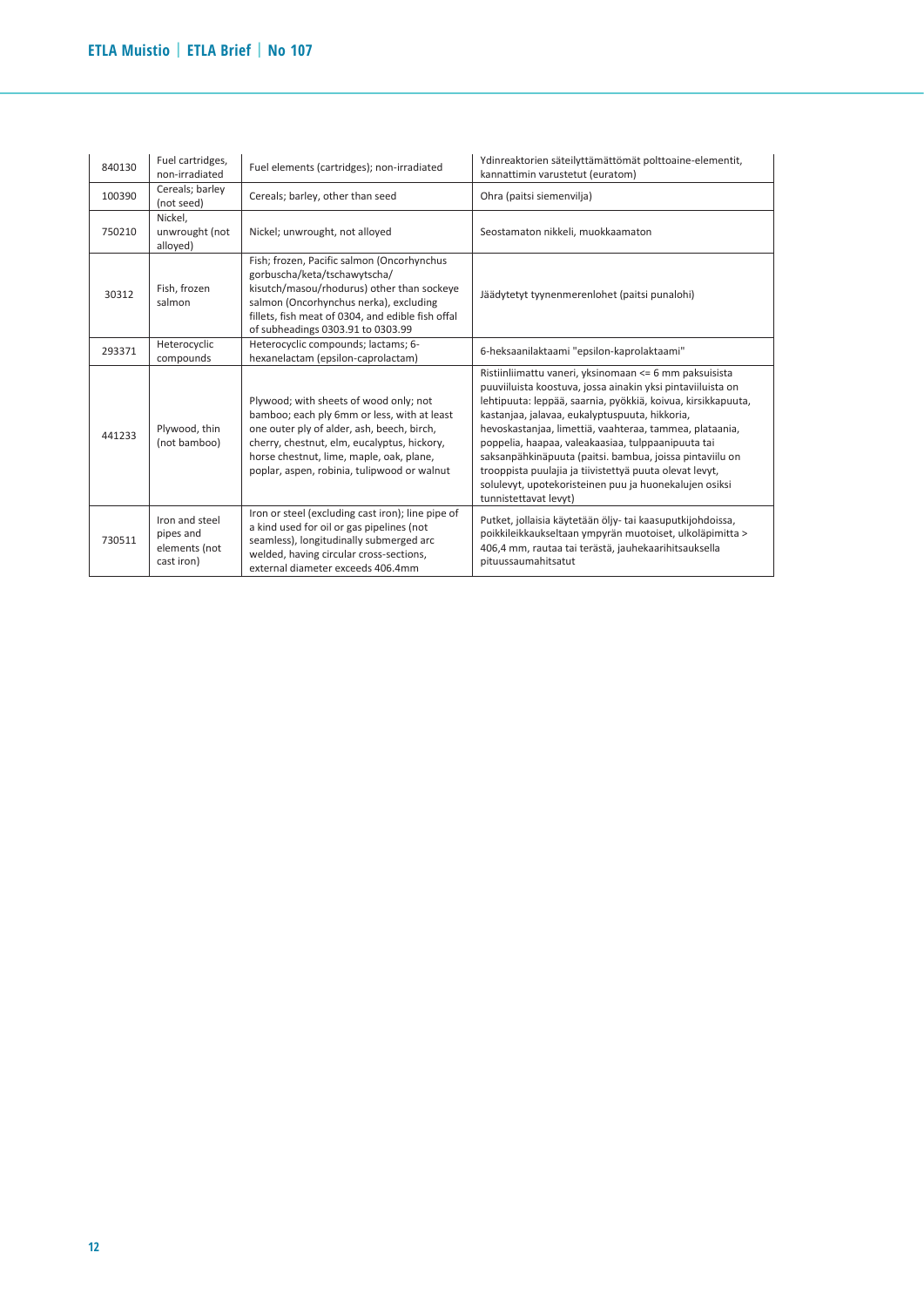| 840130 | Fuel cartridges, non-irradiated | Fuel elements (cartridges); non-irradiated | Ydinreaktorien säteilyttämättömät polttoaine-elementit, kannattimin varustetut (euratom) |
|---|---|---|---|
| 100390 | Cereals; barley (not seed) | Cereals; barley, other than seed | Ohra (paitsi siemenvilja) |
| 750210 | Nickel, unwrought (not alloyed) | Nickel; unwrought, not alloyed | Seostamaton nikkeli, muokkaamaton |
| 30312 | Fish, frozen salmon | Fish; frozen, Pacific salmon (Oncorhynchus gorbuscha/keta/tschawytscha/ kisutch/masou/rhodurus) other than sockeye salmon (Oncorhynchus nerka), excluding fillets, fish meat of 0304, and edible fish offal of subheadings 0303.91 to 0303.99 | Jäädytetyt tyynenmerenlohet (paitsi punalohi) |
| 293371 | Heterocyclic compounds | Heterocyclic compounds; lactams; 6-hexanelactam (epsilon-caprolactam) | 6-heksaanilaktaami "epsilon-kaprolaktaami" |
| 441233 | Plywood, thin (not bamboo) | Plywood; with sheets of wood only; not bamboo; each ply 6mm or less, with at least one outer ply of alder, ash, beech, birch, cherry, chestnut, elm, eucalyptus, hickory, horse chestnut, lime, maple, oak, plane, poplar, aspen, robinia, tulipwood or walnut | Ristiinliimattu vaneri, yksinomaan <= 6 mm paksuisista puuviiluista koostuva, jossa ainakin yksi pintaviiluista on lehtipuuta: leppää, saarnia, pyökkiä, koivua, kirsikkapuuta, kastanjaa, jalavaa, eukalyptuspuuta, hikkoria, hevoskastanjaa, limettiä, vaahteraa, tammea, plataania, poppelia, haapaa, valeakaasiaa, tulppaanipuuta tai saksanpähkinäpuuta (paitsi. bambua, joissa pintaviilu on trooppista puulajia ja tiivistettyä puuta olevat levyt, solulevyt, upotekoristeinen puu ja huonekalujen osiksi tunnistettavat levyt) |
| 730511 | Iron and steel pipes and elements (not cast iron) | Iron or steel (excluding cast iron); line pipe of a kind used for oil or gas pipelines (not seamless), longitudinally submerged arc welded, having circular cross-sections, external diameter exceeds 406.4mm | Putket, jollaisia käytetään öljy- tai kaasuputkijohdoissa, poikkileikkaukseltaan ympyrän muotoiset, ulkoläpimitta > 406,4 mm, rautaa tai terästä, jauhekaarihitsauksella pituussaumahitsatut |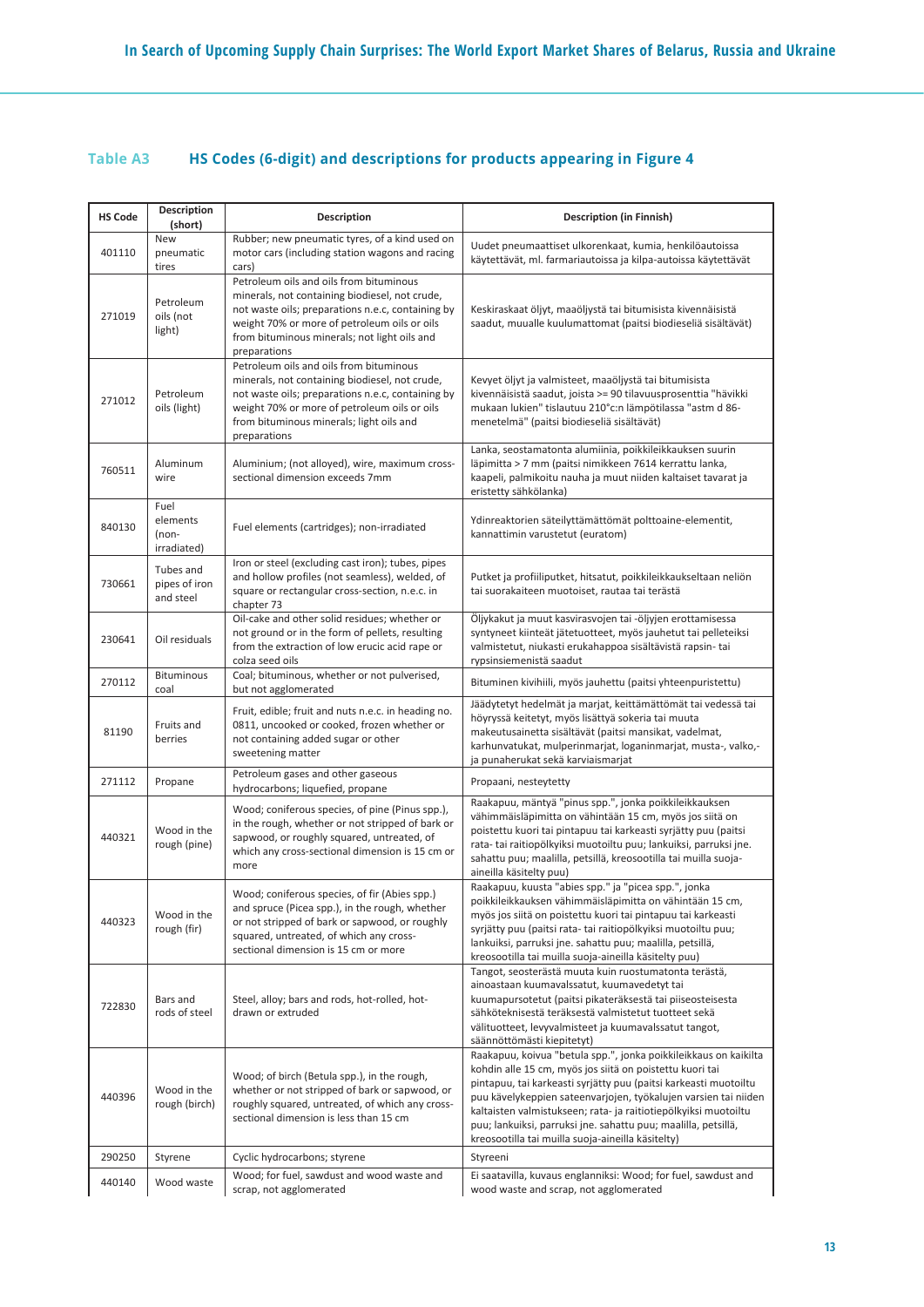## Table A3 HS Codes (6-digit) and descriptions for products appearing in Figure 4

| HS Code | Description (short) | Description | Description (in Finnish) |
|---|---|---|---|
| 401110 | New pneumatic tires | Rubber; new pneumatic tyres, of a kind used on motor cars (including station wagons and racing cars) | Uudet pneumaattiset ulkorenkaat, kumia, henkilöautoissa käytettävät, ml. farmariautoissa ja kilpa-autoissa käytettävät |
| 271019 | Petroleum oils (not light) | Petroleum oils and oils from bituminous minerals, not containing biodiesel, not crude, not waste oils; preparations n.e.c, containing by weight 70% or more of petroleum oils or oils from bituminous minerals; not light oils and preparations | Keskiraskaat öljyt, maaöljystä tai bitumisista kivennäisistä saadut, muualle kuulumattomat (paitsi biodieseliä sisältävät) |
| 271012 | Petroleum oils (light) | Petroleum oils and oils from bituminous minerals, not containing biodiesel, not crude, not waste oils; preparations n.e.c, containing by weight 70% or more of petroleum oils or oils from bituminous minerals; light oils and preparations | Kevyet öljyt ja valmisteet, maaöljystä tai bitumisista kivennäisistä saadut, joista >= 90 tilavuusprosenttia "hävikki mukaan lukien" tislautuu 210°c:n lämpötilassa "astm d 86-menetelmä" (paitsi biodieseliä sisältävät) |
| 760511 | Aluminum wire | Aluminium; (not alloyed), wire, maximum cross-sectional dimension exceeds 7mm | Lanka, seostamatonta alumiinia, poikkileikkauksen suurin läpimitta > 7 mm (paitsi nimikkeen 7614 kerrattu lanka, kaapeli, palmikoitu nauha ja muut niiden kaltaiset tavarat ja eristetty sähkölanka) |
| 840130 | Fuel elements (non-irradiated) | Fuel elements (cartridges); non-irradiated | Ydinreaktorien säteilyttämättömät polttoaine-elementit, kannattimin varustetut (euratom) |
| 730661 | Tubes and pipes of iron and steel | Iron or steel (excluding cast iron); tubes, pipes and hollow profiles (not seamless), welded, of square or rectangular cross-section, n.e.c. in chapter 73 | Putket ja profiiliputket, hitsatut, poikkileikkaukseltaan neliön tai suorakaiteen muotoiset, rautaa tai terästä |
| 230641 | Oil residuals | Oil-cake and other solid residues; whether or not ground or in the form of pellets, resulting from the extraction of low erucic acid rape or colza seed oils | Öljykakut ja muut kasvirasvojen tai -öljyjen erottamisessa syntyneet kiinteät jätetuotteet, myös jauhetut tai pelleteiksi valmistetut, niukasti erukahappoa sisältävistä rapsin- tai rypsinsiemenistä saadut |
| 270112 | Bituminous coal | Coal; bituminous, whether or not pulverised, but not agglomerated | Bituminen kivihiili, myös jauhettu (paitsi yhteenpuristettu) |
| 81190 | Fruits and berries | Fruit, edible; fruit and nuts n.e.c. in heading no. 0811, uncooked or cooked, frozen whether or not containing added sugar or other sweetening matter | Jäädytetyt hedelmät ja marjat, keittämättömät tai vedessä tai höyryssä keitetyt, myös lisättyä sokeria tai muuta makeutusainetta sisältävät (paitsi mansikat, vadelmat, karhunvatukat, mulperinmarjat, loganinmarjat, musta-, valko,- ja punaherukat sekä karviaismarjat |
| 271112 | Propane | Petroleum gases and other gaseous hydrocarbons; liquefied, propane | Propaani, nesteytetty |
| 440321 | Wood in the rough (pine) | Wood; coniferous species, of pine (Pinus spp.), in the rough, whether or not stripped of bark or sapwood, or roughly squared, untreated, of which any cross-sectional dimension is 15 cm or more | Raakapuu, mäntyä "pinus spp.", jonka poikkileikkauksen vähimmäisläpimitta on vähintään 15 cm, myös jos siitä on poistettu kuori tai pintapuu tai karkeasti syrjätty puu (paitsi rata- tai raitiopölkyiksi muotoiltu puu; lankuiksi, parruksi jne. sahattu puu; maalilla, petsillä, kreosootilla tai muilla suoja-aineilla käsitelty puu) |
| 440323 | Wood in the rough (fir) | Wood; coniferous species, of fir (Abies spp.) and spruce (Picea spp.), in the rough, whether or not stripped of bark or sapwood, or roughly squared, untreated, of which any cross-sectional dimension is 15 cm or more | Raakapuu, kuusta "abies spp." ja "picea spp.", jonka poikkileikkauksen vähimmäisläpimitta on vähintään 15 cm, myös jos siitä on poistettu kuori tai pintapuu tai karkeasti syrjätty puu (paitsi rata- tai raitiopölkyiksi muotoiltu puu; lankuiksi, parruksi jne. sahattu puu; maalilla, petsillä, kreosootilla tai muilla suoja-aineilla käsitelty puu) |
| 722830 | Bars and rods of steel | Steel, alloy; bars and rods, hot-rolled, hot-drawn or extruded | Tangot, seosterästä muuta kuin ruostumatonta terästä, ainoastaan kuumavalssatut, kuumavedetyt tai kuumapursotetut (paitsi pikateräksestä tai piiseosteisesta sähköteknisestä teräksestä valmistetut tuotteet sekä välituotteet, levyvalmisteet ja kuumavalssatut tangot, säännöttömästi kiepitetyt) |
| 440396 | Wood in the rough (birch) | Wood; of birch (Betula spp.), in the rough, whether or not stripped of bark or sapwood, or roughly squared, untreated, of which any cross-sectional dimension is less than 15 cm | Raakapuu, koivua "betula spp.", jonka poikkileikkaus on kaikilta kohdin alle 15 cm, myös jos siitä on poistettu kuori tai pintapuu, tai karkeasti syrjätty puu (paitsi karkeasti muotoiltu puu kävelykeppien sateenvarjojen, työkalujen varsien tai niiden kaltaisten valmistukseen; rata- ja raitiotiepölkyiksi muotoiltu puu; lankuiksi, parruksi jne. sahattu puu; maalilla, petsillä, kreosootilla tai muilla suoja-aineilla käsitelty) |
| 290250 | Styrene | Cyclic hydrocarbons; styrene | Styreeni |
| 440140 | Wood waste | Wood; for fuel, sawdust and wood waste and scrap, not agglomerated | Ei saatavilla, kuvaus englanniksi: Wood; for fuel, sawdust and wood waste and scrap, not agglomerated |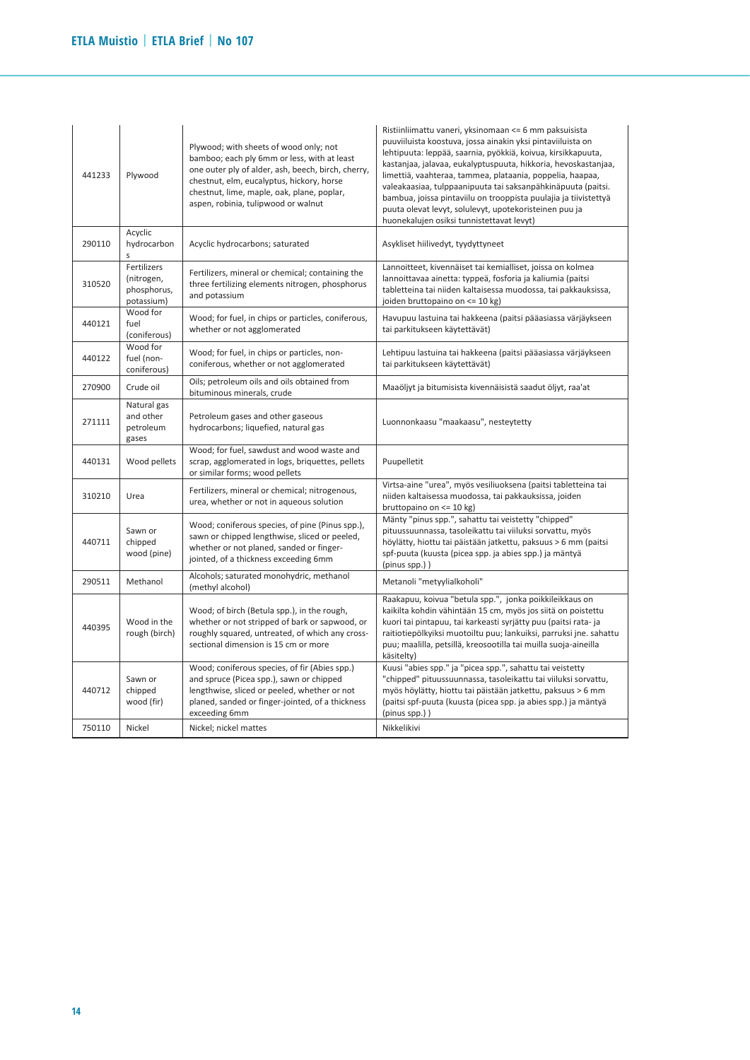| 441233 | Plywood | Plywood; with sheets of wood only; not bamboo; each ply 6mm or less, with at least one outer ply of alder, ash, beech, birch, cherry, chestnut, elm, eucalyptus, hickory, horse chestnut, lime, maple, oak, plane, poplar, aspen, robinia, tulipwood or walnut | Ristiinliimattu vaneri, yksinomaan <= 6 mm paksuisista puuviiluista koostuva, jossa ainakin yksi pintaviiluista on lehtipuuta: leppää, saarnia, pyökkiä, koivua, kirsikkapuuta, kastanjaa, jalavaa, eukalyptuspuuta, hikkoria, hevoskastanjaa, limettiä, vaahteraa, tammea, plataania, poppelia, haapaa, valeakaasiaa, tulppaanipuuta tai saksanpähkinäpuuta (paitsi. bambua, joissa pintaviilu on trooppista puulajia ja tiivistettyä puuta olevat levyt, solulevyt, upotekoristeinen puu ja huonekalujen osiksi tunnistettavat levyt) |
|---|---|---|---|
| 290110 | Acyclic hydrocarbons | Acyclic hydrocarbons; saturated | Asykliset hiilivedyt, tyydyttyneet |
| 310520 | Fertilizers (nitrogen, phosphorus, potassium) | Fertilizers, mineral or chemical; containing the three fertilizing elements nitrogen, phosphorus and potassium | Lannoitteet, kivennäiset tai kemialliset, joissa on kolmea lannoittavaa ainetta: typpeä, fosforia ja kaliumia (paitsi tabletteina tai niiden kaltaisessa muodossa, tai pakkauksissa, joiden bruttopaino on <= 10 kg) |
| 440121 | Wood for fuel (coniferous) | Wood; for fuel, in chips or particles, coniferous, whether or not agglomerated | Havupuu lastuina tai hakkeena (paitsi pääasiassa värjäykseen tai parkitukseen käytettävät) |
| 440122 | Wood for fuel (non-coniferous) | Wood; for fuel, in chips or particles, non-coniferous, whether or not agglomerated | Lehtipuu lastuina tai hakkeena (paitsi pääasiassa värjäykseen tai parkitukseen käytettävät) |
| 270900 | Crude oil | Oils; petroleum oils and oils obtained from bituminous minerals, crude | Maaöljyt ja bitumisista kivennäisistä saadut öljyt, raa'at |
| 271111 | Natural gas and other petroleum gases | Petroleum gases and other gaseous hydrocarbons; liquefied, natural gas | Luonnonkaasu "maakaasu", nesteytetty |
| 440131 | Wood pellets | Wood; for fuel, sawdust and wood waste and scrap, agglomerated in logs, briquettes, pellets or similar forms; wood pellets | Puupelletit |
| 310210 | Urea | Fertilizers, mineral or chemical; nitrogenous, urea, whether or not in aqueous solution | Virtsa-aine "urea", myös vesiliuoksena (paitsi tabletteina tai niiden kaltaisessa muodossa, tai pakkauksissa, joiden bruttopaino on <= 10 kg) |
| 440711 | Sawn or chipped wood (pine) | Wood; coniferous species, of pine (Pinus spp.), sawn or chipped lengthwise, sliced or peeled, whether or not planed, sanded or finger-jointed, of a thickness exceeding 6mm | Mänty "pinus spp.", sahattu tai veistetty "chipped" pituussuunnassa, tasoleikattu tai viiluksi sorvattu, myös höylätty, hiottu tai päistään jatkettu, paksuus > 6 mm (paitsi spf-puuta (kuusta (picea spp. ja abies spp.) ja mäntyä (pinus spp.) ) |
| 290511 | Methanol | Alcohols; saturated monohydric, methanol (methyl alcohol) | Metanoli "metyylialkoholi" |
| 440395 | Wood in the rough (birch) | Wood; of birch (Betula spp.), in the rough, whether or not stripped of bark or sapwood, or roughly squared, untreated, of which any cross-sectional dimension is 15 cm or more | Raakapuu, koivua "betula spp.", jonka poikkileikkaus on kaikilta kohdin vähintään 15 cm, myös jos siitä on poistettu kuori tai pintapuu, tai karkeasti syrjätty puu (paitsi rata- ja raitiotiepölkyiksi muotoiltu puu; lankuiksi, parruksi jne. sahattu puu; maalilla, petsillä, kreosootilla tai muilla suoja-aineilla käsitelty) |
| 440712 | Sawn or chipped wood (fir) | Wood; coniferous species, of fir (Abies spp.) and spruce (Picea spp.), sawn or chipped lengthwise, sliced or peeled, whether or not planed, sanded or finger-jointed, of a thickness exceeding 6mm | Kuusi "abies spp." ja "picea spp.", sahattu tai veistetty "chipped" pituussuunnassa, tasoleikattu tai viiluksi sorvattu, myös höylätty, hiottu tai päistään jatkettu, paksuus > 6 mm (paitsi spf-puuta (kuusta (picea spp. ja abies spp.) ja mäntyä (pinus spp.) ) |
| 750110 | Nickel | Nickel; nickel mattes | Nikkelikivi |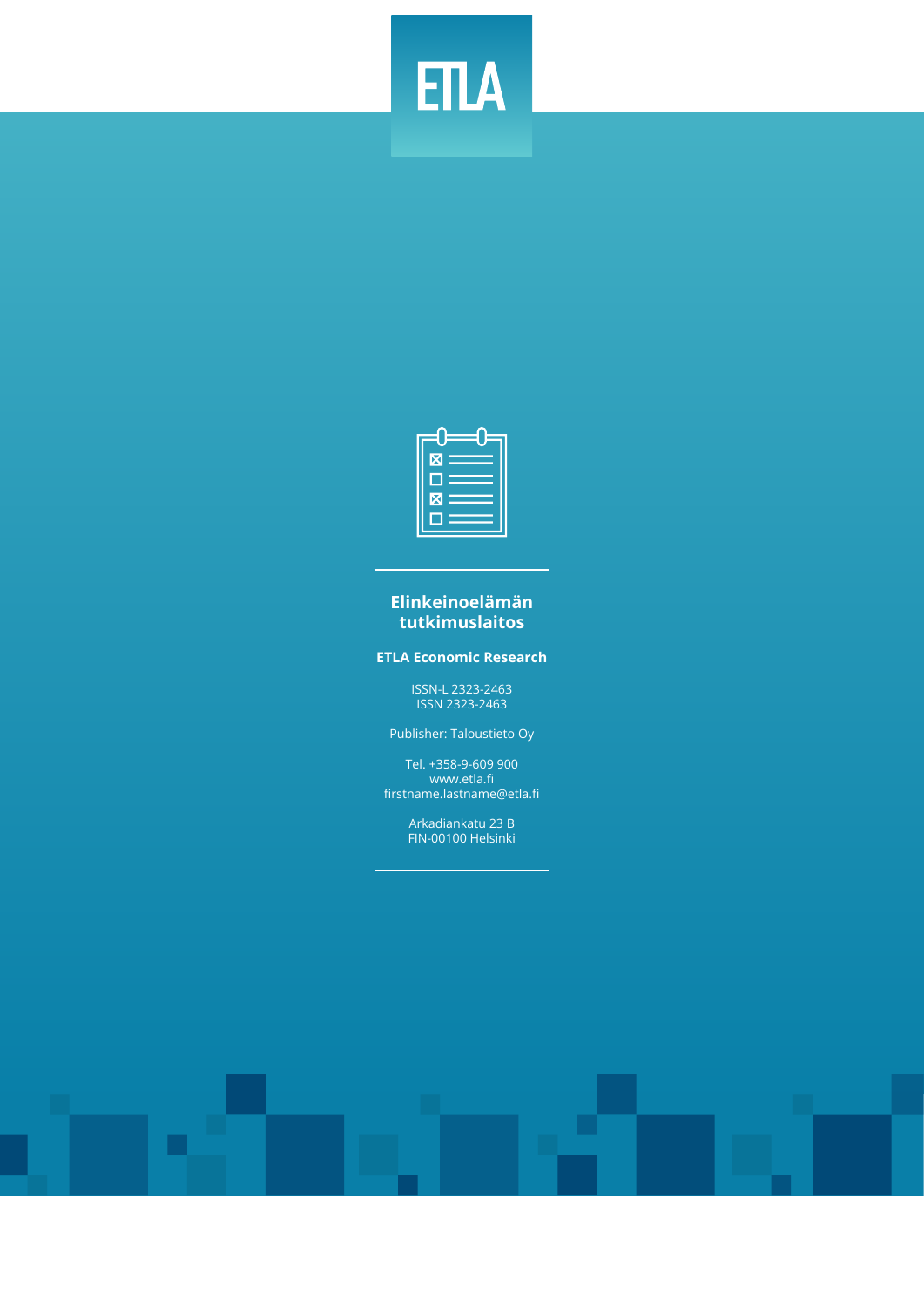ETLA

**Elinkeinoelämän tutkimuslaitos**

**ETLA Economic Research**

ISSN-L 2323-2463
ISSN 2323-2463

Publisher: Taloustieto Oy

Tel. +358-9-609 900
www.etla.fi
firstname.lastname@etla.fi

Arkadiankatu 23 B
FIN-00100 Helsinki